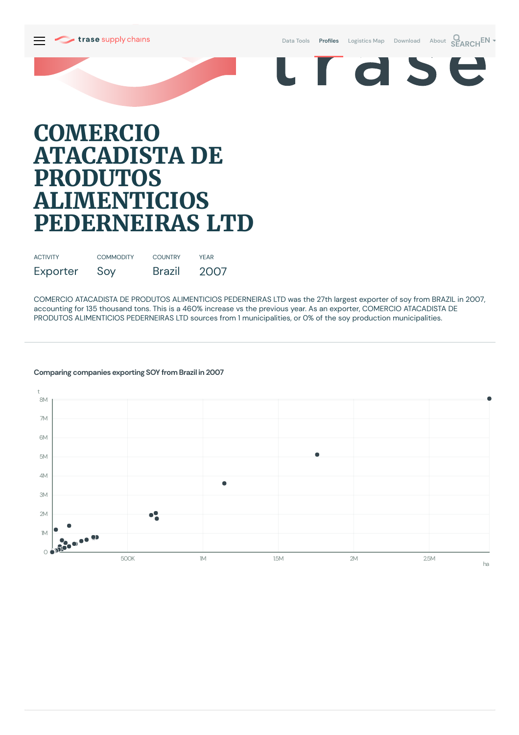trase supply chains

Data Tools · Profiles · Logistics Map · Download · About · SEARCH · EN

# COMERCIO ATACADISTA DE PRODUTOS ALIMENTICIOS PEDERNEIRAS LTD

| ACTIVITY | COMMODITY | COUNTRY | YEAR |
| --- | --- | --- | --- |
| Exporter | Soy | Brazil | 2007 |

COMERCIO ATACADISTA DE PRODUTOS ALIMENTICIOS PEDERNEIRAS LTD was the 27th largest exporter of soy from BRAZIL in 2007, accounting for 135 thousand tons. This is a 460% increase vs the previous year. As an exporter, COMERCIO ATACADISTA DE PRODUTOS ALIMENTICIOS PEDERNEIRAS LTD sources from 1 municipalities, or 0% of the soy production municipalities.

## Comparing companies exporting SOY from Brazil in 2007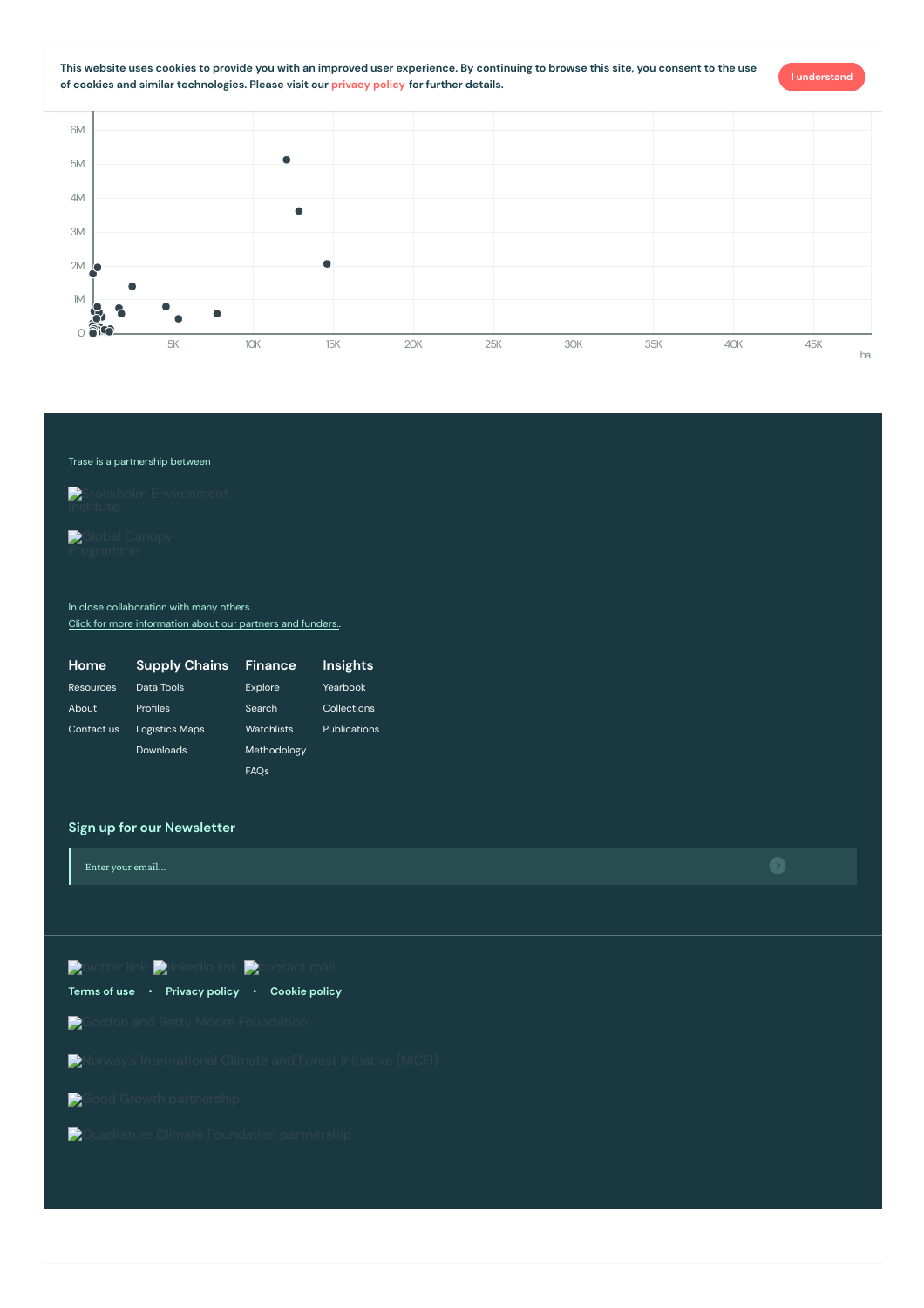This website uses cookies to provide you with an improved user experience. By continuing to browse this site, you consent to the use of cookies and similar technologies. Please visit our privacy policy for further details.

I understand

6M
5M
4M
3M
2M
1M
0
5K
10K
15K
20K
25K
30K
35K
40K
45K
ha

Trase is a partnership between

Stockholm Environment Institute

Global Canopy Programme

In close collaboration with many others.
Click for more information about our partners and funders.

**Home**
- Resources
- About
- Contact us

**Supply Chains**
- Data Tools
- Profiles
- Logistics Maps
- Downloads

**Finance**
- Explore
- Search
- Watchlists
- Methodology
- FAQs

**Insights**
- Yearbook
- Collections
- Publications

## Sign up for our Newsletter

Enter your email...

twitter link linkedin link contact mail

Terms of use • Privacy policy • Cookie policy

Gordon and Betty Moore Foundation

Norway's International Climate and Forest Initiative (NICFI)

Good Growth partnership

Quadrature Climate Foundation partnership